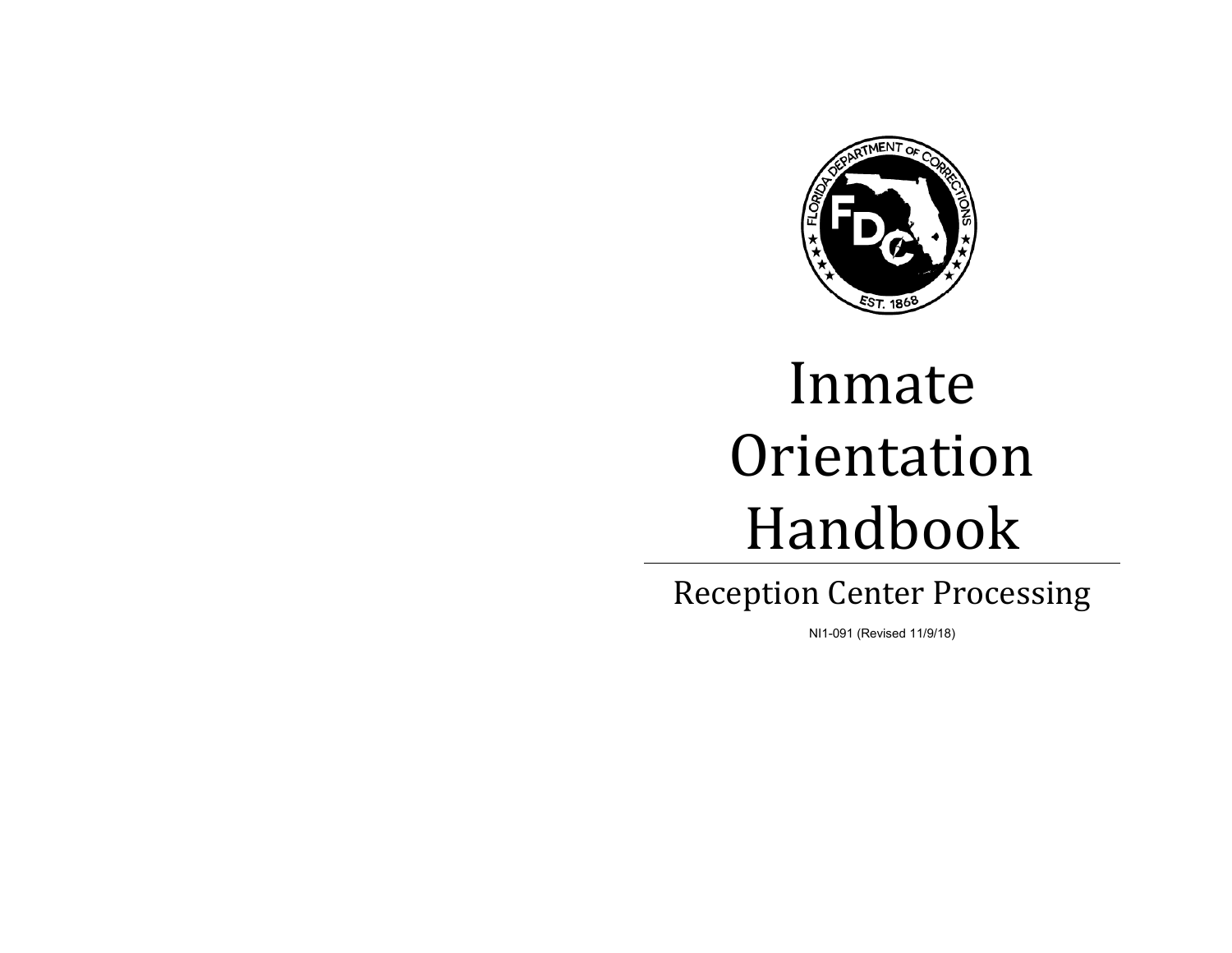# Inmate Orientation Handbook

## Reception Center Processing

NI1-091 (Revised 11/9/18)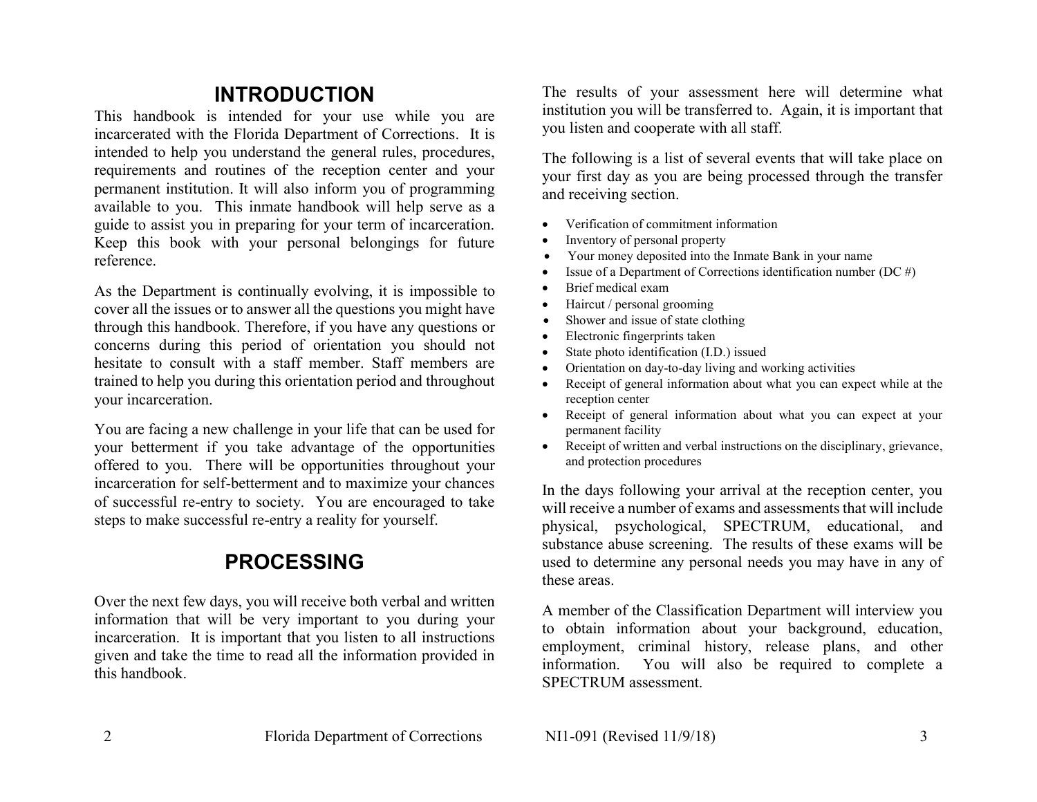# INTRODUCTION

This handbook is intended for your use while you are incarcerated with the Florida Department of Corrections. It is intended to help you understand the general rules, procedures, requirements and routines of the reception center and your permanent institution. It will also inform you of programming available to you. This inmate handbook will help serve as a guide to assist you in preparing for your term of incarceration. Keep this book with your personal belongings for future reference.

As the Department is continually evolving, it is impossible to cover all the issues or to answer all the questions you might have through this handbook. Therefore, if you have any questions or concerns during this period of orientation you should not hesitate to consult with a staff member. Staff members are trained to help you during this orientation period and throughout your incarceration.

You are facing a new challenge in your life that can be used for your betterment if you take advantage of the opportunities offered to you. There will be opportunities throughout your incarceration for self-betterment and to maximize your chances of successful re-entry to society. You are encouraged to take steps to make successful re-entry a reality for yourself.

# PROCESSING

Over the next few days, you will receive both verbal and written information that will be very important to you during your incarceration. It is important that you listen to all instructions given and take the time to read all the information provided in this handbook.

The results of your assessment here will determine what institution you will be transferred to. Again, it is important that you listen and cooperate with all staff.

The following is a list of several events that will take place on your first day as you are being processed through the transfer and receiving section.

- Verification of commitment information
- Inventory of personal property
- Your money deposited into the Inmate Bank in your name
- Issue of a Department of Corrections identification number (DC #)
- Brief medical exam
- Haircut / personal grooming
- Shower and issue of state clothing
- Electronic fingerprints taken
- State photo identification (I.D.) issued
- Orientation on day-to-day living and working activities
- Receipt of general information about what you can expect while at the reception center
- Receipt of general information about what you can expect at your permanent facility
- Receipt of written and verbal instructions on the disciplinary, grievance, and protection procedures

In the days following your arrival at the reception center, you will receive a number of exams and assessments that will include physical, psychological, SPECTRUM, educational, and substance abuse screening. The results of these exams will be used to determine any personal needs you may have in any of these areas.

A member of the Classification Department will interview you to obtain information about your background, education, employment, criminal history, release plans, and other information. You will also be required to complete a SPECTRUM assessment.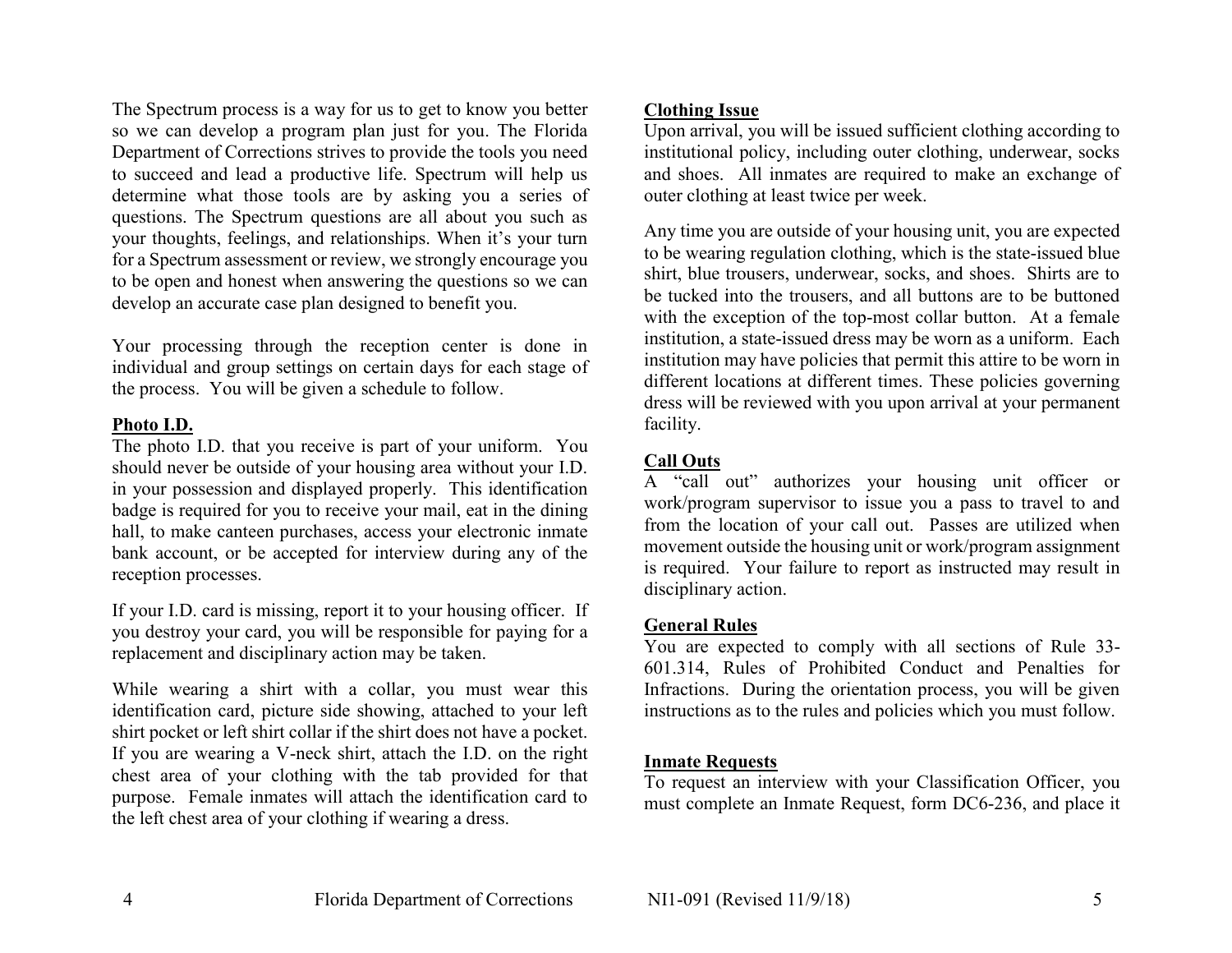The Spectrum process is a way for us to get to know you better so we can develop a program plan just for you. The Florida Department of Corrections strives to provide the tools you need to succeed and lead a productive life. Spectrum will help us determine what those tools are by asking you a series of questions. The Spectrum questions are all about you such as your thoughts, feelings, and relationships. When it's your turn for a Spectrum assessment or review, we strongly encourage you to be open and honest when answering the questions so we can develop an accurate case plan designed to benefit you.

Your processing through the reception center is done in individual and group settings on certain days for each stage of the process. You will be given a schedule to follow.

**Photo I.D.**

The photo I.D. that you receive is part of your uniform. You should never be outside of your housing area without your I.D. in your possession and displayed properly. This identification badge is required for you to receive your mail, eat in the dining hall, to make canteen purchases, access your electronic inmate bank account, or be accepted for interview during any of the reception processes.

If your I.D. card is missing, report it to your housing officer. If you destroy your card, you will be responsible for paying for a replacement and disciplinary action may be taken.

While wearing a shirt with a collar, you must wear this identification card, picture side showing, attached to your left shirt pocket or left shirt collar if the shirt does not have a pocket. If you are wearing a V-neck shirt, attach the I.D. on the right chest area of your clothing with the tab provided for that purpose. Female inmates will attach the identification card to the left chest area of your clothing if wearing a dress.

**Clothing Issue**

Upon arrival, you will be issued sufficient clothing according to institutional policy, including outer clothing, underwear, socks and shoes. All inmates are required to make an exchange of outer clothing at least twice per week.

Any time you are outside of your housing unit, you are expected to be wearing regulation clothing, which is the state-issued blue shirt, blue trousers, underwear, socks, and shoes. Shirts are to be tucked into the trousers, and all buttons are to be buttoned with the exception of the top-most collar button. At a female institution, a state-issued dress may be worn as a uniform. Each institution may have policies that permit this attire to be worn in different locations at different times. These policies governing dress will be reviewed with you upon arrival at your permanent facility.

**Call Outs**

A "call out" authorizes your housing unit officer or work/program supervisor to issue you a pass to travel to and from the location of your call out. Passes are utilized when movement outside the housing unit or work/program assignment is required. Your failure to report as instructed may result in disciplinary action.

**General Rules**

You are expected to comply with all sections of Rule 33-601.314, Rules of Prohibited Conduct and Penalties for Infractions. During the orientation process, you will be given instructions as to the rules and policies which you must follow.

**Inmate Requests**

To request an interview with your Classification Officer, you must complete an Inmate Request, form DC6-236, and place it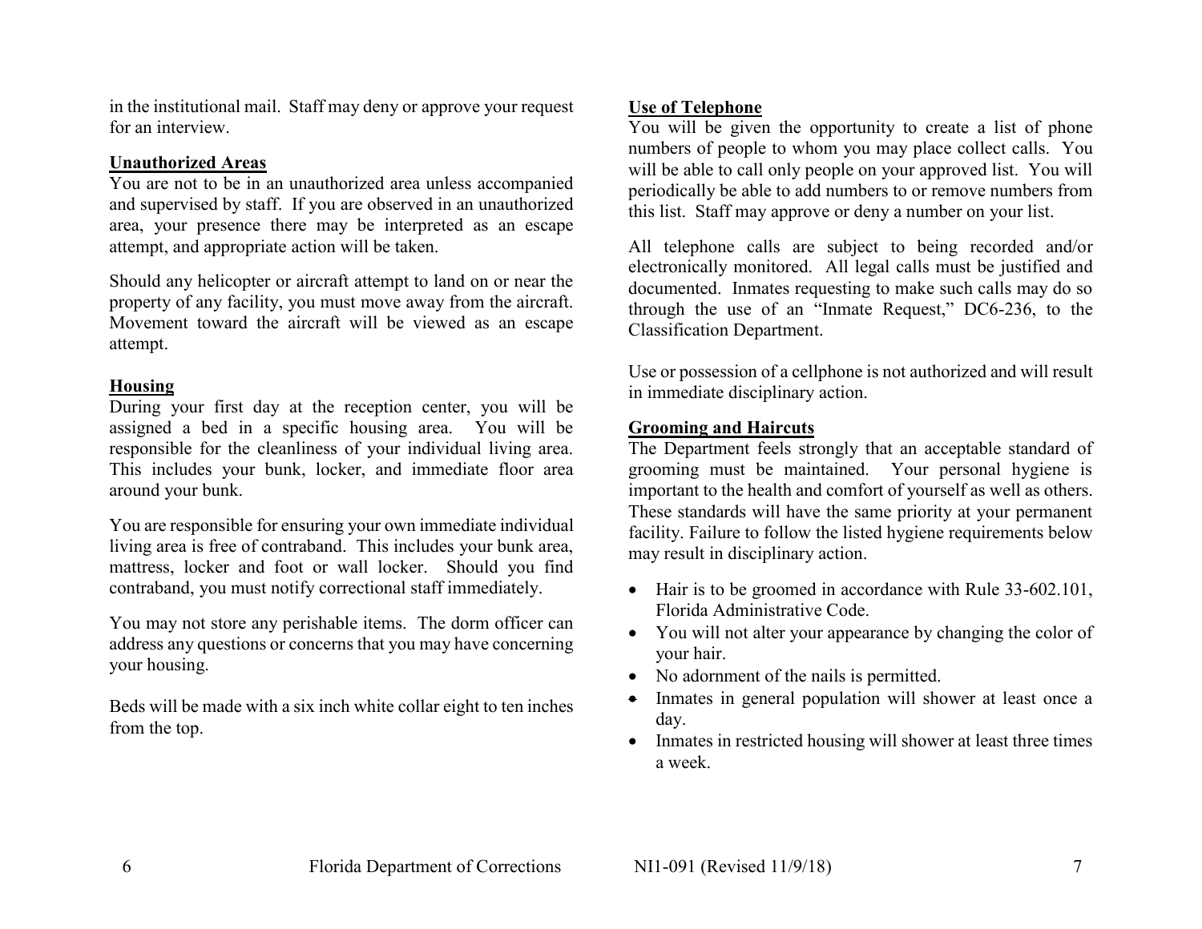in the institutional mail. Staff may deny or approve your request for an interview.

**Unauthorized Areas**

You are not to be in an unauthorized area unless accompanied and supervised by staff. If you are observed in an unauthorized area, your presence there may be interpreted as an escape attempt, and appropriate action will be taken.

Should any helicopter or aircraft attempt to land on or near the property of any facility, you must move away from the aircraft. Movement toward the aircraft will be viewed as an escape attempt.

**Housing**

During your first day at the reception center, you will be assigned a bed in a specific housing area. You will be responsible for the cleanliness of your individual living area. This includes your bunk, locker, and immediate floor area around your bunk.

You are responsible for ensuring your own immediate individual living area is free of contraband. This includes your bunk area, mattress, locker and foot or wall locker. Should you find contraband, you must notify correctional staff immediately.

You may not store any perishable items. The dorm officer can address any questions or concerns that you may have concerning your housing.

Beds will be made with a six inch white collar eight to ten inches from the top.

**Use of Telephone**

You will be given the opportunity to create a list of phone numbers of people to whom you may place collect calls. You will be able to call only people on your approved list. You will periodically be able to add numbers to or remove numbers from this list. Staff may approve or deny a number on your list.

All telephone calls are subject to being recorded and/or electronically monitored. All legal calls must be justified and documented. Inmates requesting to make such calls may do so through the use of an "Inmate Request," DC6-236, to the Classification Department.

Use or possession of a cellphone is not authorized and will result in immediate disciplinary action.

**Grooming and Haircuts**

The Department feels strongly that an acceptable standard of grooming must be maintained. Your personal hygiene is important to the health and comfort of yourself as well as others. These standards will have the same priority at your permanent facility. Failure to follow the listed hygiene requirements below may result in disciplinary action.

- Hair is to be groomed in accordance with Rule 33-602.101, Florida Administrative Code.
- You will not alter your appearance by changing the color of your hair.
- No adornment of the nails is permitted.
- Inmates in general population will shower at least once a day.
- Inmates in restricted housing will shower at least three times a week.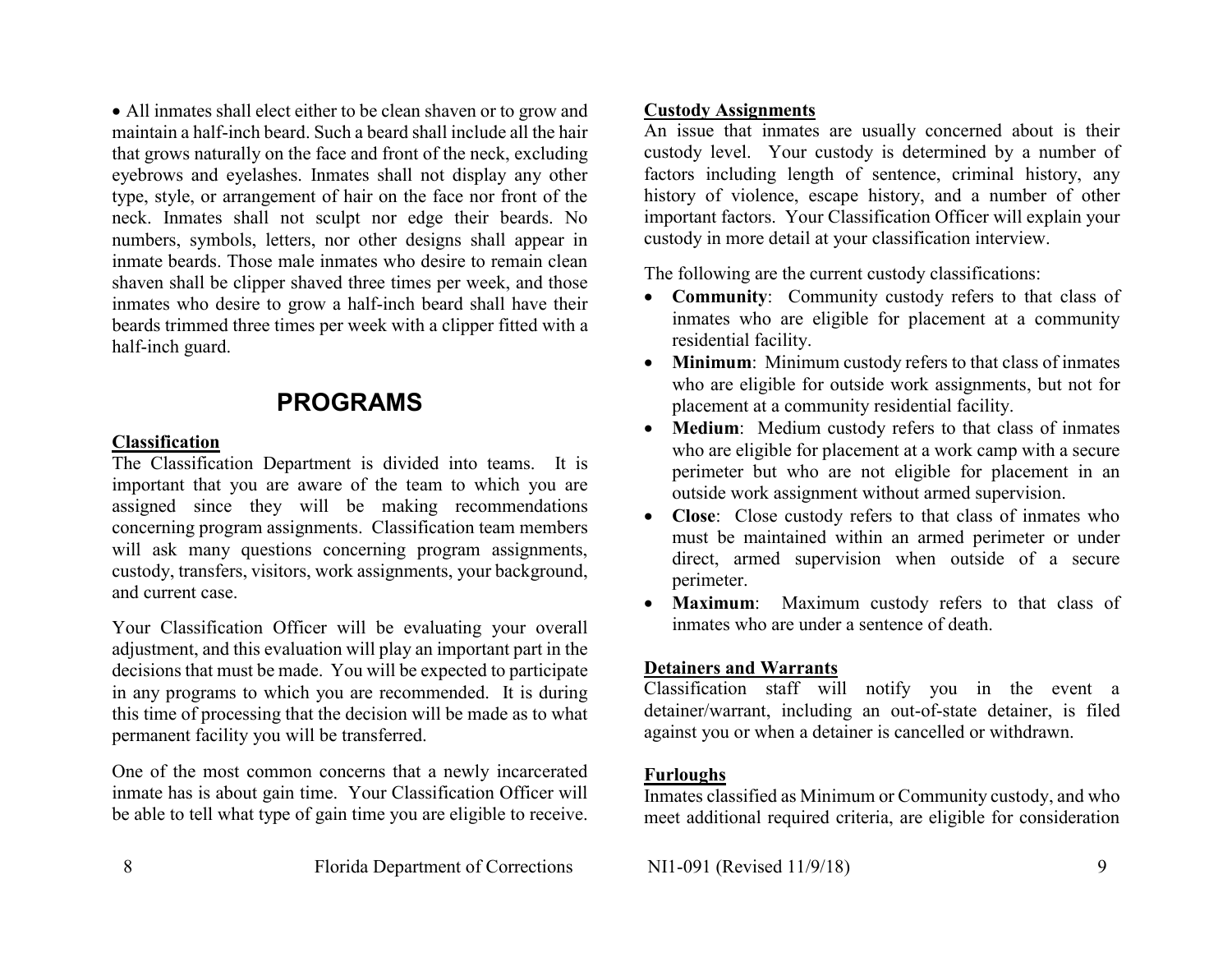- All inmates shall elect either to be clean shaven or to grow and maintain a half-inch beard. Such a beard shall include all the hair that grows naturally on the face and front of the neck, excluding eyebrows and eyelashes. Inmates shall not display any other type, style, or arrangement of hair on the face nor front of the neck. Inmates shall not sculpt nor edge their beards. No numbers, symbols, letters, nor other designs shall appear in inmate beards. Those male inmates who desire to remain clean shaven shall be clipper shaved three times per week, and those inmates who desire to grow a half-inch beard shall have their beards trimmed three times per week with a clipper fitted with a half-inch guard.

# PROGRAMS

### Classification

The Classification Department is divided into teams. It is important that you are aware of the team to which you are assigned since they will be making recommendations concerning program assignments. Classification team members will ask many questions concerning program assignments, custody, transfers, visitors, work assignments, your background, and current case.

Your Classification Officer will be evaluating your overall adjustment, and this evaluation will play an important part in the decisions that must be made. You will be expected to participate in any programs to which you are recommended. It is during this time of processing that the decision will be made as to what permanent facility you will be transferred.

One of the most common concerns that a newly incarcerated inmate has is about gain time. Your Classification Officer will be able to tell what type of gain time you are eligible to receive.

### Custody Assignments

An issue that inmates are usually concerned about is their custody level. Your custody is determined by a number of factors including length of sentence, criminal history, any history of violence, escape history, and a number of other important factors. Your Classification Officer will explain your custody in more detail at your classification interview.

The following are the current custody classifications:

- **Community**: Community custody refers to that class of inmates who are eligible for placement at a community residential facility.
- **Minimum**: Minimum custody refers to that class of inmates who are eligible for outside work assignments, but not for placement at a community residential facility.
- **Medium**: Medium custody refers to that class of inmates who are eligible for placement at a work camp with a secure perimeter but who are not eligible for placement in an outside work assignment without armed supervision.
- **Close**: Close custody refers to that class of inmates who must be maintained within an armed perimeter or under direct, armed supervision when outside of a secure perimeter.
- **Maximum**: Maximum custody refers to that class of inmates who are under a sentence of death.

### Detainers and Warrants

Classification staff will notify you in the event a detainer/warrant, including an out-of-state detainer, is filed against you or when a detainer is cancelled or withdrawn.

### Furloughs

Inmates classified as Minimum or Community custody, and who meet additional required criteria, are eligible for consideration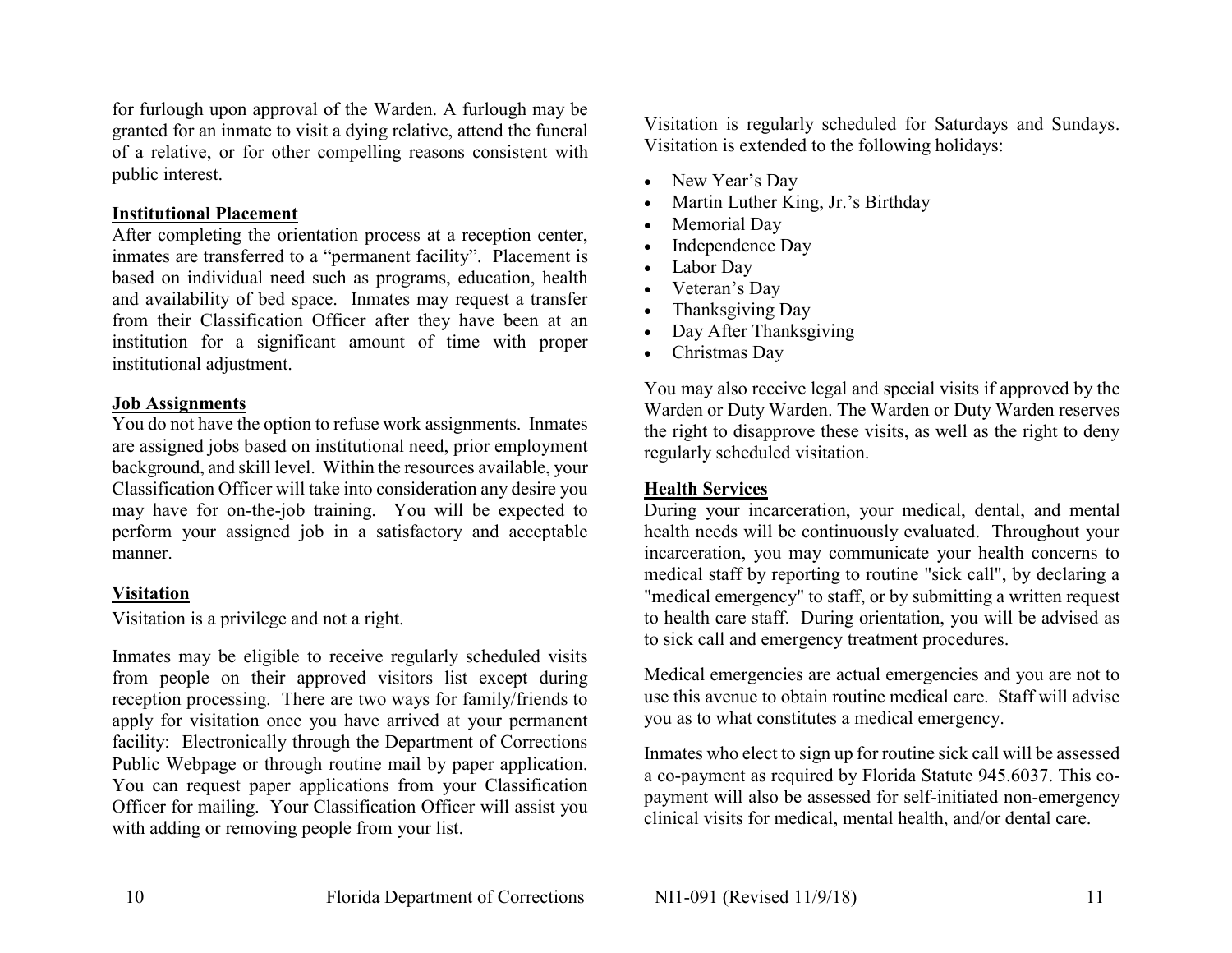for furlough upon approval of the Warden. A furlough may be granted for an inmate to visit a dying relative, attend the funeral of a relative, or for other compelling reasons consistent with public interest.

**Institutional Placement**

After completing the orientation process at a reception center, inmates are transferred to a "permanent facility". Placement is based on individual need such as programs, education, health and availability of bed space. Inmates may request a transfer from their Classification Officer after they have been at an institution for a significant amount of time with proper institutional adjustment.

**Job Assignments**

You do not have the option to refuse work assignments. Inmates are assigned jobs based on institutional need, prior employment background, and skill level. Within the resources available, your Classification Officer will take into consideration any desire you may have for on-the-job training. You will be expected to perform your assigned job in a satisfactory and acceptable manner.

**Visitation**

Visitation is a privilege and not a right.

Inmates may be eligible to receive regularly scheduled visits from people on their approved visitors list except during reception processing. There are two ways for family/friends to apply for visitation once you have arrived at your permanent facility: Electronically through the Department of Corrections Public Webpage or through routine mail by paper application. You can request paper applications from your Classification Officer for mailing. Your Classification Officer will assist you with adding or removing people from your list.

Visitation is regularly scheduled for Saturdays and Sundays. Visitation is extended to the following holidays:

- New Year's Day
- Martin Luther King, Jr.'s Birthday
- Memorial Day
- Independence Day
- Labor Day
- Veteran's Day
- Thanksgiving Day
- Day After Thanksgiving
- Christmas Day

You may also receive legal and special visits if approved by the Warden or Duty Warden. The Warden or Duty Warden reserves the right to disapprove these visits, as well as the right to deny regularly scheduled visitation.

**Health Services**

During your incarceration, your medical, dental, and mental health needs will be continuously evaluated. Throughout your incarceration, you may communicate your health concerns to medical staff by reporting to routine "sick call", by declaring a "medical emergency" to staff, or by submitting a written request to health care staff. During orientation, you will be advised as to sick call and emergency treatment procedures.

Medical emergencies are actual emergencies and you are not to use this avenue to obtain routine medical care. Staff will advise you as to what constitutes a medical emergency.

Inmates who elect to sign up for routine sick call will be assessed a co-payment as required by Florida Statute 945.6037. This co-payment will also be assessed for self-initiated non-emergency clinical visits for medical, mental health, and/or dental care.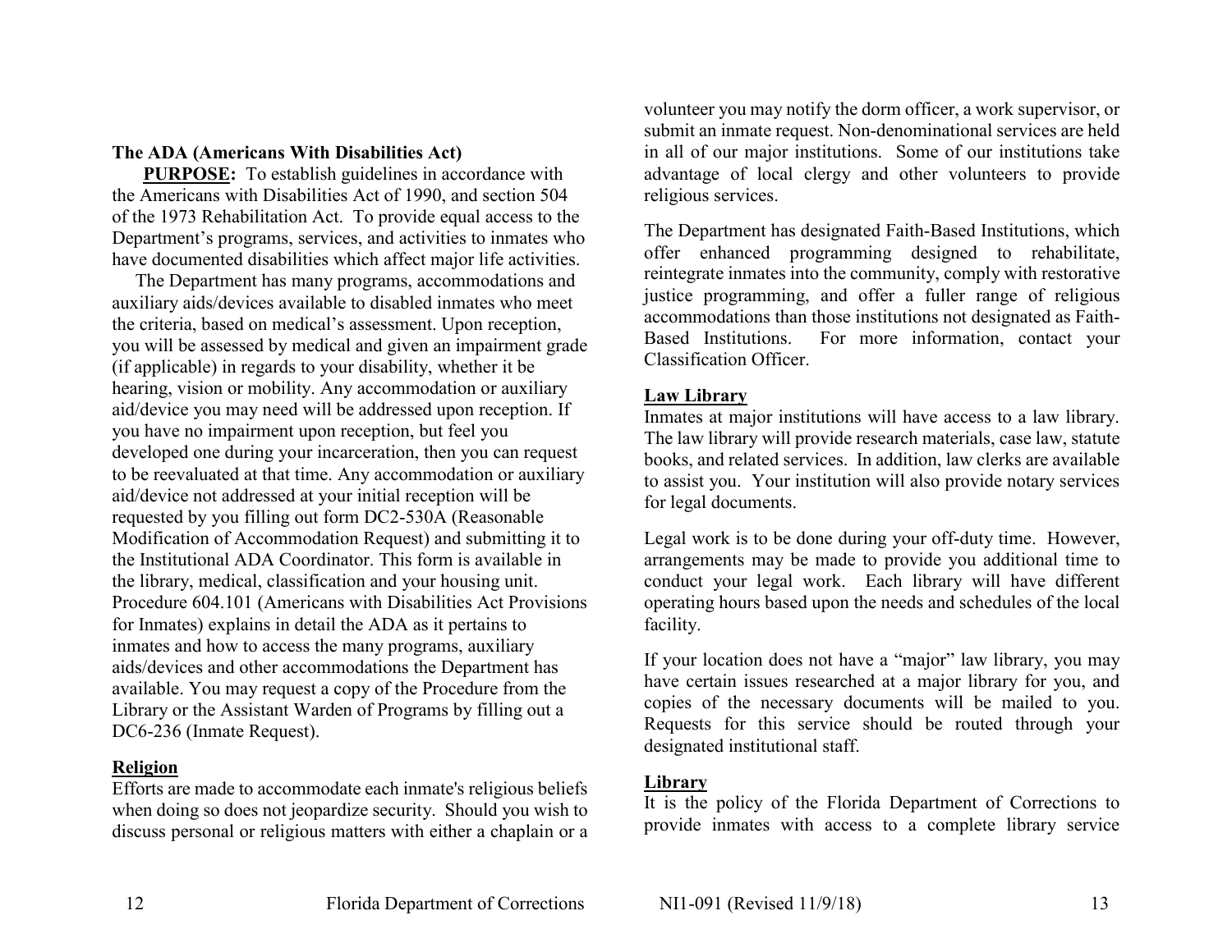**The ADA (Americans With Disabilities Act)**

**PURPOSE:** To establish guidelines in accordance with the Americans with Disabilities Act of 1990, and section 504 of the 1973 Rehabilitation Act. To provide equal access to the Department's programs, services, and activities to inmates who have documented disabilities which affect major life activities.

The Department has many programs, accommodations and auxiliary aids/devices available to disabled inmates who meet the criteria, based on medical's assessment. Upon reception, you will be assessed by medical and given an impairment grade (if applicable) in regards to your disability, whether it be hearing, vision or mobility. Any accommodation or auxiliary aid/device you may need will be addressed upon reception. If you have no impairment upon reception, but feel you developed one during your incarceration, then you can request to be reevaluated at that time. Any accommodation or auxiliary aid/device not addressed at your initial reception will be requested by you filling out form DC2-530A (Reasonable Modification of Accommodation Request) and submitting it to the Institutional ADA Coordinator. This form is available in the library, medical, classification and your housing unit. Procedure 604.101 (Americans with Disabilities Act Provisions for Inmates) explains in detail the ADA as it pertains to inmates and how to access the many programs, auxiliary aids/devices and other accommodations the Department has available. You may request a copy of the Procedure from the Library or the Assistant Warden of Programs by filling out a DC6-236 (Inmate Request).

**Religion**

Efforts are made to accommodate each inmate's religious beliefs when doing so does not jeopardize security. Should you wish to discuss personal or religious matters with either a chaplain or a volunteer you may notify the dorm officer, a work supervisor, or submit an inmate request. Non-denominational services are held in all of our major institutions. Some of our institutions take advantage of local clergy and other volunteers to provide religious services.

The Department has designated Faith-Based Institutions, which offer enhanced programming designed to rehabilitate, reintegrate inmates into the community, comply with restorative justice programming, and offer a fuller range of religious accommodations than those institutions not designated as Faith-Based Institutions. For more information, contact your Classification Officer.

**Law Library**

Inmates at major institutions will have access to a law library. The law library will provide research materials, case law, statute books, and related services. In addition, law clerks are available to assist you. Your institution will also provide notary services for legal documents.

Legal work is to be done during your off-duty time. However, arrangements may be made to provide you additional time to conduct your legal work. Each library will have different operating hours based upon the needs and schedules of the local facility.

If your location does not have a "major" law library, you may have certain issues researched at a major library for you, and copies of the necessary documents will be mailed to you. Requests for this service should be routed through your designated institutional staff.

**Library**

It is the policy of the Florida Department of Corrections to provide inmates with access to a complete library service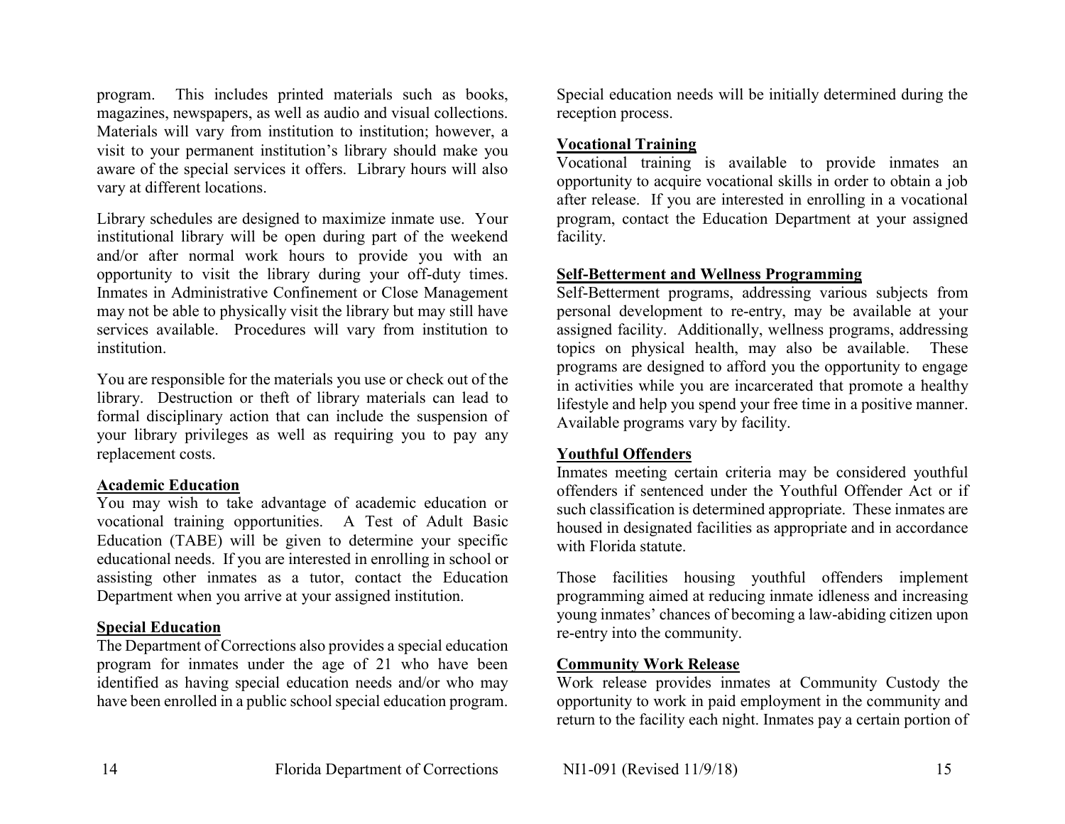program. This includes printed materials such as books, magazines, newspapers, as well as audio and visual collections. Materials will vary from institution to institution; however, a visit to your permanent institution's library should make you aware of the special services it offers. Library hours will also vary at different locations.

Library schedules are designed to maximize inmate use. Your institutional library will be open during part of the weekend and/or after normal work hours to provide you with an opportunity to visit the library during your off-duty times. Inmates in Administrative Confinement or Close Management may not be able to physically visit the library but may still have services available. Procedures will vary from institution to institution.

You are responsible for the materials you use or check out of the library. Destruction or theft of library materials can lead to formal disciplinary action that can include the suspension of your library privileges as well as requiring you to pay any replacement costs.

**Academic Education**

You may wish to take advantage of academic education or vocational training opportunities. A Test of Adult Basic Education (TABE) will be given to determine your specific educational needs. If you are interested in enrolling in school or assisting other inmates as a tutor, contact the Education Department when you arrive at your assigned institution.

**Special Education**

The Department of Corrections also provides a special education program for inmates under the age of 21 who have been identified as having special education needs and/or who may have been enrolled in a public school special education program. Special education needs will be initially determined during the reception process.

**Vocational Training**

Vocational training is available to provide inmates an opportunity to acquire vocational skills in order to obtain a job after release. If you are interested in enrolling in a vocational program, contact the Education Department at your assigned facility.

**Self-Betterment and Wellness Programming**

Self-Betterment programs, addressing various subjects from personal development to re-entry, may be available at your assigned facility. Additionally, wellness programs, addressing topics on physical health, may also be available. These programs are designed to afford you the opportunity to engage in activities while you are incarcerated that promote a healthy lifestyle and help you spend your free time in a positive manner. Available programs vary by facility.

**Youthful Offenders**

Inmates meeting certain criteria may be considered youthful offenders if sentenced under the Youthful Offender Act or if such classification is determined appropriate. These inmates are housed in designated facilities as appropriate and in accordance with Florida statute.

Those facilities housing youthful offenders implement programming aimed at reducing inmate idleness and increasing young inmates' chances of becoming a law-abiding citizen upon re-entry into the community.

**Community Work Release**

Work release provides inmates at Community Custody the opportunity to work in paid employment in the community and return to the facility each night. Inmates pay a certain portion of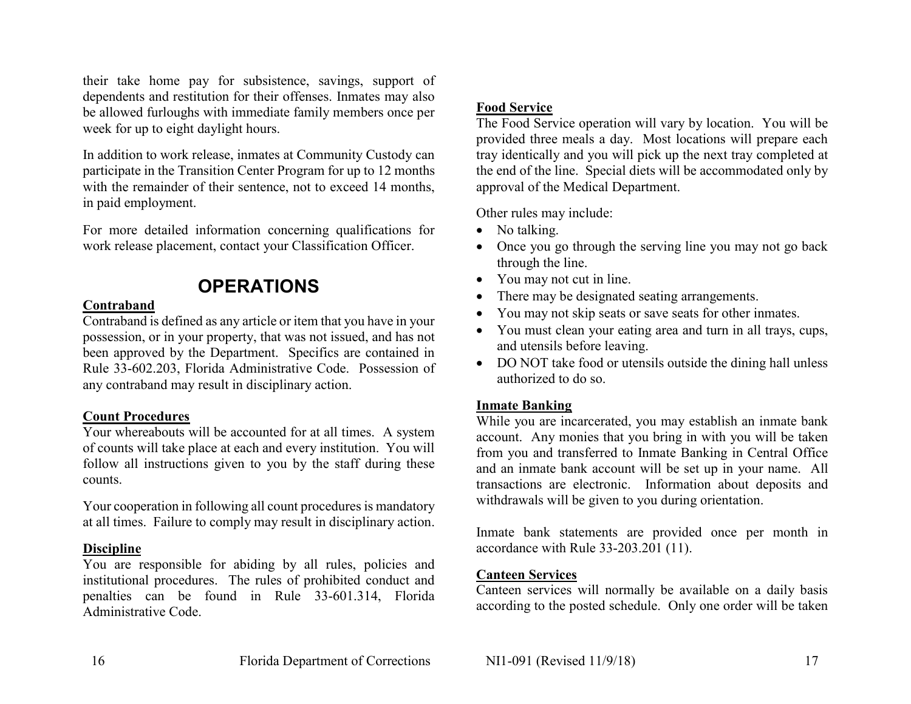their take home pay for subsistence, savings, support of dependents and restitution for their offenses. Inmates may also be allowed furloughs with immediate family members once per week for up to eight daylight hours.

In addition to work release, inmates at Community Custody can participate in the Transition Center Program for up to 12 months with the remainder of their sentence, not to exceed 14 months, in paid employment.

For more detailed information concerning qualifications for work release placement, contact your Classification Officer.

# OPERATIONS

**Contraband**

Contraband is defined as any article or item that you have in your possession, or in your property, that was not issued, and has not been approved by the Department. Specifics are contained in Rule 33-602.203, Florida Administrative Code. Possession of any contraband may result in disciplinary action.

**Count Procedures**

Your whereabouts will be accounted for at all times. A system of counts will take place at each and every institution. You will follow all instructions given to you by the staff during these counts.

Your cooperation in following all count procedures is mandatory at all times. Failure to comply may result in disciplinary action.

**Discipline**

You are responsible for abiding by all rules, policies and institutional procedures. The rules of prohibited conduct and penalties can be found in Rule 33-601.314, Florida Administrative Code.

**Food Service**

The Food Service operation will vary by location. You will be provided three meals a day. Most locations will prepare each tray identically and you will pick up the next tray completed at the end of the line. Special diets will be accommodated only by approval of the Medical Department.

Other rules may include:

- No talking.
- Once you go through the serving line you may not go back through the line.
- You may not cut in line.
- There may be designated seating arrangements.
- You may not skip seats or save seats for other inmates.
- You must clean your eating area and turn in all trays, cups, and utensils before leaving.
- DO NOT take food or utensils outside the dining hall unless authorized to do so.

**Inmate Banking**

While you are incarcerated, you may establish an inmate bank account. Any monies that you bring in with you will be taken from you and transferred to Inmate Banking in Central Office and an inmate bank account will be set up in your name. All transactions are electronic. Information about deposits and withdrawals will be given to you during orientation.

Inmate bank statements are provided once per month in accordance with Rule 33-203.201 (11).

**Canteen Services**

Canteen services will normally be available on a daily basis according to the posted schedule. Only one order will be taken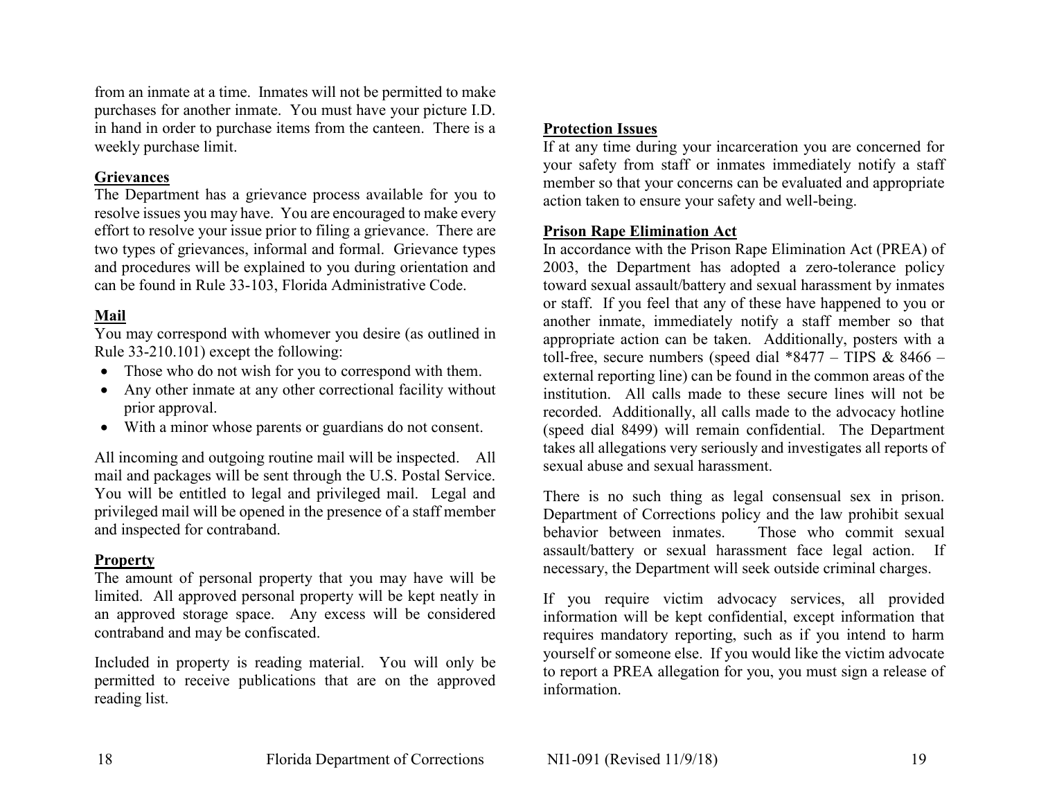from an inmate at a time. Inmates will not be permitted to make purchases for another inmate. You must have your picture I.D. in hand in order to purchase items from the canteen. There is a weekly purchase limit.

## Grievances

The Department has a grievance process available for you to resolve issues you may have. You are encouraged to make every effort to resolve your issue prior to filing a grievance. There are two types of grievances, informal and formal. Grievance types and procedures will be explained to you during orientation and can be found in Rule 33-103, Florida Administrative Code.

## Mail

You may correspond with whomever you desire (as outlined in Rule 33-210.101) except the following:

- Those who do not wish for you to correspond with them.
- Any other inmate at any other correctional facility without prior approval.
- With a minor whose parents or guardians do not consent.

All incoming and outgoing routine mail will be inspected. All mail and packages will be sent through the U.S. Postal Service. You will be entitled to legal and privileged mail. Legal and privileged mail will be opened in the presence of a staff member and inspected for contraband.

## Property

The amount of personal property that you may have will be limited. All approved personal property will be kept neatly in an approved storage space. Any excess will be considered contraband and may be confiscated.

Included in property is reading material. You will only be permitted to receive publications that are on the approved reading list.

## Protection Issues

If at any time during your incarceration you are concerned for your safety from staff or inmates immediately notify a staff member so that your concerns can be evaluated and appropriate action taken to ensure your safety and well-being.

## Prison Rape Elimination Act

In accordance with the Prison Rape Elimination Act (PREA) of 2003, the Department has adopted a zero-tolerance policy toward sexual assault/battery and sexual harassment by inmates or staff. If you feel that any of these have happened to you or another inmate, immediately notify a staff member so that appropriate action can be taken. Additionally, posters with a toll-free, secure numbers (speed dial *8477 – TIPS & 8466 – external reporting line) can be found in the common areas of the institution. All calls made to these secure lines will not be recorded. Additionally, all calls made to the advocacy hotline (speed dial 8499) will remain confidential. The Department takes all allegations very seriously and investigates all reports of sexual abuse and sexual harassment.

There is no such thing as legal consensual sex in prison. Department of Corrections policy and the law prohibit sexual behavior between inmates. Those who commit sexual assault/battery or sexual harassment face legal action. If necessary, the Department will seek outside criminal charges.

If you require victim advocacy services, all provided information will be kept confidential, except information that requires mandatory reporting, such as if you intend to harm yourself or someone else. If you would like the victim advocate to report a PREA allegation for you, you must sign a release of information.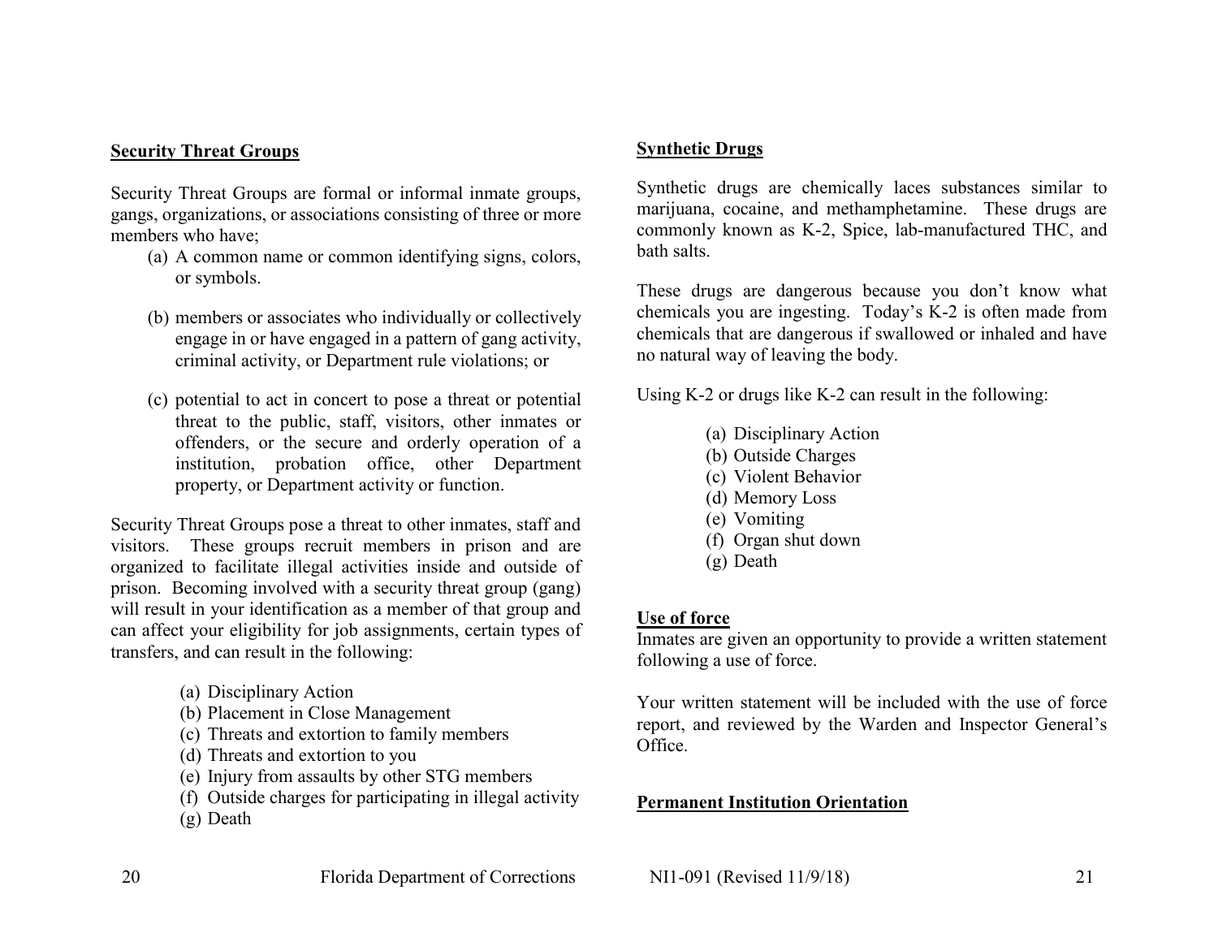## Security Threat Groups

Security Threat Groups are formal or informal inmate groups, gangs, organizations, or associations consisting of three or more members who have;

(a) A common name or common identifying signs, colors, or symbols.

(b) members or associates who individually or collectively engage in or have engaged in a pattern of gang activity, criminal activity, or Department rule violations; or

(c) potential to act in concert to pose a threat or potential threat to the public, staff, visitors, other inmates or offenders, or the secure and orderly operation of a institution, probation office, other Department property, or Department activity or function.

Security Threat Groups pose a threat to other inmates, staff and visitors. These groups recruit members in prison and are organized to facilitate illegal activities inside and outside of prison. Becoming involved with a security threat group (gang) will result in your identification as a member of that group and can affect your eligibility for job assignments, certain types of transfers, and can result in the following:

(a) Disciplinary Action
(b) Placement in Close Management
(c) Threats and extortion to family members
(d) Threats and extortion to you
(e) Injury from assaults by other STG members
(f) Outside charges for participating in illegal activity
(g) Death

## Synthetic Drugs

Synthetic drugs are chemically laces substances similar to marijuana, cocaine, and methamphetamine. These drugs are commonly known as K-2, Spice, lab-manufactured THC, and bath salts.

These drugs are dangerous because you don't know what chemicals you are ingesting. Today's K-2 is often made from chemicals that are dangerous if swallowed or inhaled and have no natural way of leaving the body.

Using K-2 or drugs like K-2 can result in the following:

(a) Disciplinary Action
(b) Outside Charges
(c) Violent Behavior
(d) Memory Loss
(e) Vomiting
(f) Organ shut down
(g) Death

## Use of force

Inmates are given an opportunity to provide a written statement following a use of force.

Your written statement will be included with the use of force report, and reviewed by the Warden and Inspector General's Office.

## Permanent Institution Orientation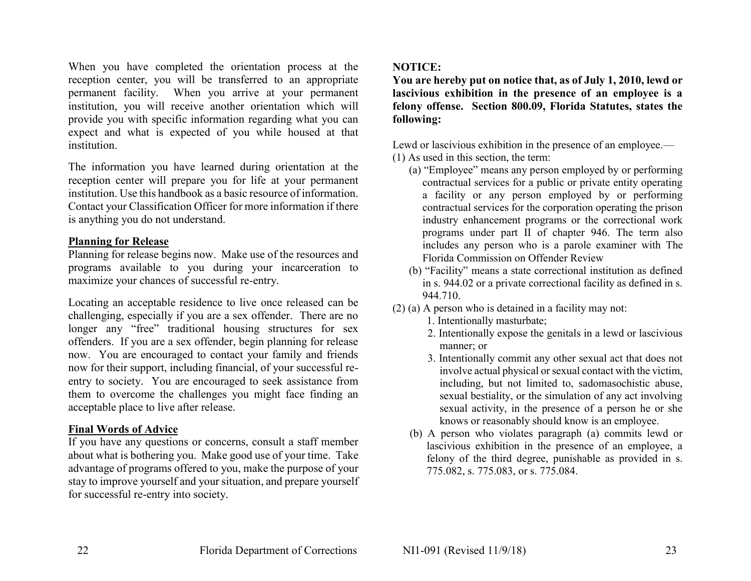When you have completed the orientation process at the reception center, you will be transferred to an appropriate permanent facility. When you arrive at your permanent institution, you will receive another orientation which will provide you with specific information regarding what you can expect and what is expected of you while housed at that institution.

The information you have learned during orientation at the reception center will prepare you for life at your permanent institution. Use this handbook as a basic resource of information. Contact your Classification Officer for more information if there is anything you do not understand.

## Planning for Release

Planning for release begins now. Make use of the resources and programs available to you during your incarceration to maximize your chances of successful re-entry.

Locating an acceptable residence to live once released can be challenging, especially if you are a sex offender. There are no longer any "free" traditional housing structures for sex offenders. If you are a sex offender, begin planning for release now. You are encouraged to contact your family and friends now for their support, including financial, of your successful re-entry to society. You are encouraged to seek assistance from them to overcome the challenges you might face finding an acceptable place to live after release.

## Final Words of Advice

If you have any questions or concerns, consult a staff member about what is bothering you. Make good use of your time. Take advantage of programs offered to you, make the purpose of your stay to improve yourself and your situation, and prepare yourself for successful re-entry into society.

**NOTICE:**

**You are hereby put on notice that, as of July 1, 2010, lewd or lascivious exhibition in the presence of an employee is a felony offense. Section 800.09, Florida Statutes, states the following:**

Lewd or lascivious exhibition in the presence of an employee.—

(1) As used in this section, the term:

(a) "Employee" means any person employed by or performing contractual services for a public or private entity operating a facility or any person employed by or performing contractual services for the corporation operating the prison industry enhancement programs or the correctional work programs under part II of chapter 946. The term also includes any person who is a parole examiner with The Florida Commission on Offender Review

(b) "Facility" means a state correctional institution as defined in s. 944.02 or a private correctional facility as defined in s. 944.710.

(2) (a) A person who is detained in a facility may not:

1. Intentionally masturbate;
2. Intentionally expose the genitals in a lewd or lascivious manner; or
3. Intentionally commit any other sexual act that does not involve actual physical or sexual contact with the victim, including, but not limited to, sadomasochistic abuse, sexual bestiality, or the simulation of any act involving sexual activity, in the presence of a person he or she knows or reasonably should know is an employee.

(b) A person who violates paragraph (a) commits lewd or lascivious exhibition in the presence of an employee, a felony of the third degree, punishable as provided in s. 775.082, s. 775.083, or s. 775.084.